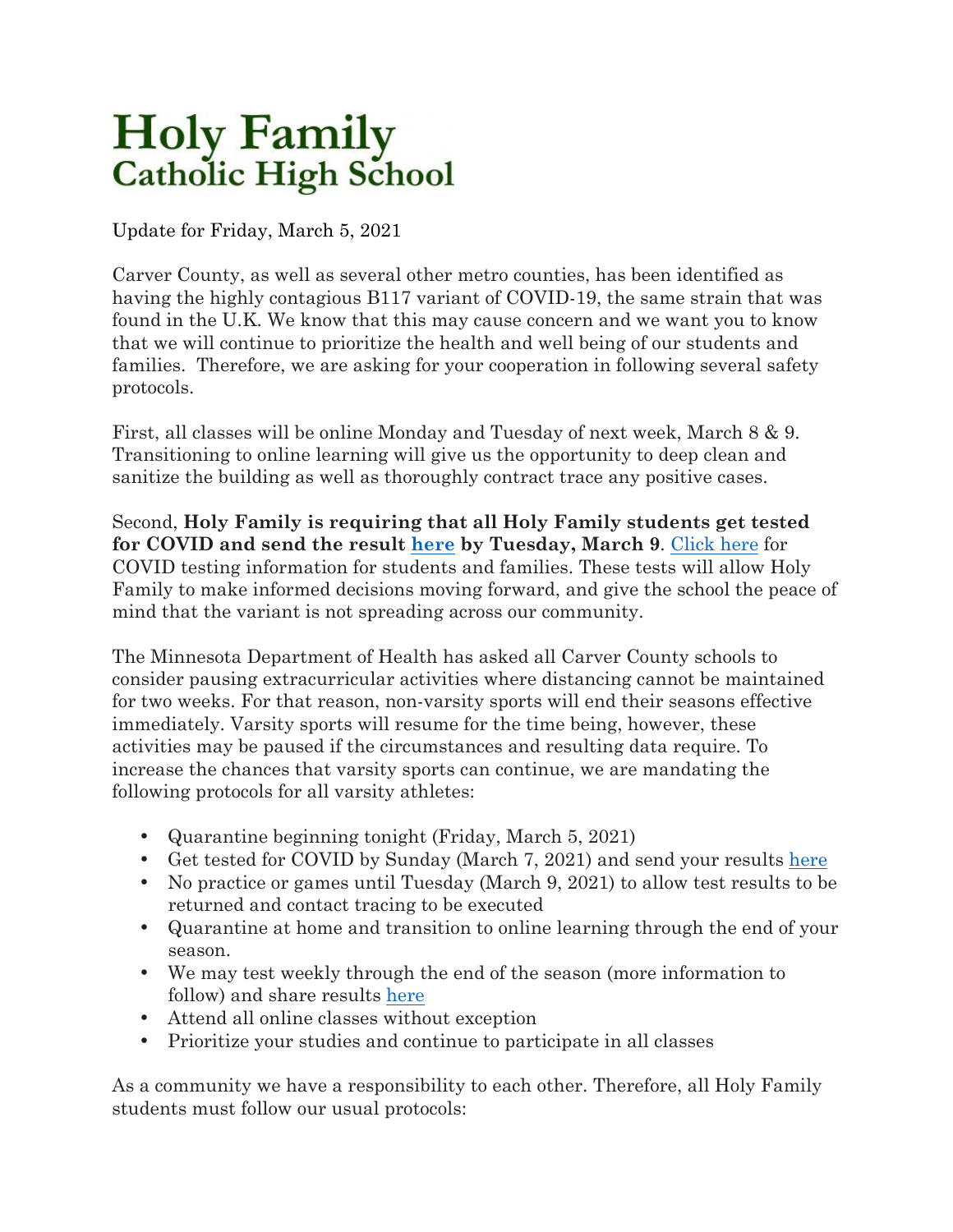# Holy Family
## Catholic High School

Update for Friday, March 5, 2021

Carver County, as well as several other metro counties, has been identified as having the highly contagious B117 variant of COVID-19, the same strain that was found in the U.K. We know that this may cause concern and we want you to know that we will continue to prioritize the health and well being of our students and families. Therefore, we are asking for your cooperation in following several safety protocols.

First, all classes will be online Monday and Tuesday of next week, March 8 & 9. Transitioning to online learning will give us the opportunity to deep clean and sanitize the building as well as thoroughly contract trace any positive cases.

Second, **Holy Family is requiring that all Holy Family students get tested for COVID and send the result here by Tuesday, March 9**. Click here for COVID testing information for students and families. These tests will allow Holy Family to make informed decisions moving forward, and give the school the peace of mind that the variant is not spreading across our community.

The Minnesota Department of Health has asked all Carver County schools to consider pausing extracurricular activities where distancing cannot be maintained for two weeks. For that reason, non-varsity sports will end their seasons effective immediately. Varsity sports will resume for the time being, however, these activities may be paused if the circumstances and resulting data require. To increase the chances that varsity sports can continue, we are mandating the following protocols for all varsity athletes:

- Quarantine beginning tonight (Friday, March 5, 2021)
- Get tested for COVID by Sunday (March 7, 2021) and send your results here
- No practice or games until Tuesday (March 9, 2021) to allow test results to be returned and contact tracing to be executed
- Quarantine at home and transition to online learning through the end of your season.
- We may test weekly through the end of the season (more information to follow) and share results here
- Attend all online classes without exception
- Prioritize your studies and continue to participate in all classes

As a community we have a responsibility to each other. Therefore, all Holy Family students must follow our usual protocols: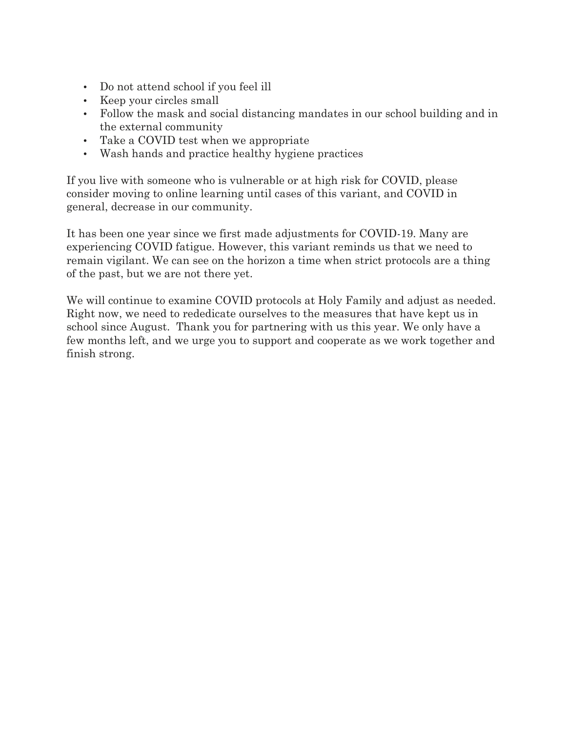- Do not attend school if you feel ill
- Keep your circles small
- Follow the mask and social distancing mandates in our school building and in the external community
- Take a COVID test when we appropriate
- Wash hands and practice healthy hygiene practices

If you live with someone who is vulnerable or at high risk for COVID, please consider moving to online learning until cases of this variant, and COVID in general, decrease in our community.

It has been one year since we first made adjustments for COVID-19. Many are experiencing COVID fatigue. However, this variant reminds us that we need to remain vigilant. We can see on the horizon a time when strict protocols are a thing of the past, but we are not there yet.

We will continue to examine COVID protocols at Holy Family and adjust as needed. Right now, we need to rededicate ourselves to the measures that have kept us in school since August. Thank you for partnering with us this year. We only have a few months left, and we urge you to support and cooperate as we work together and finish strong.